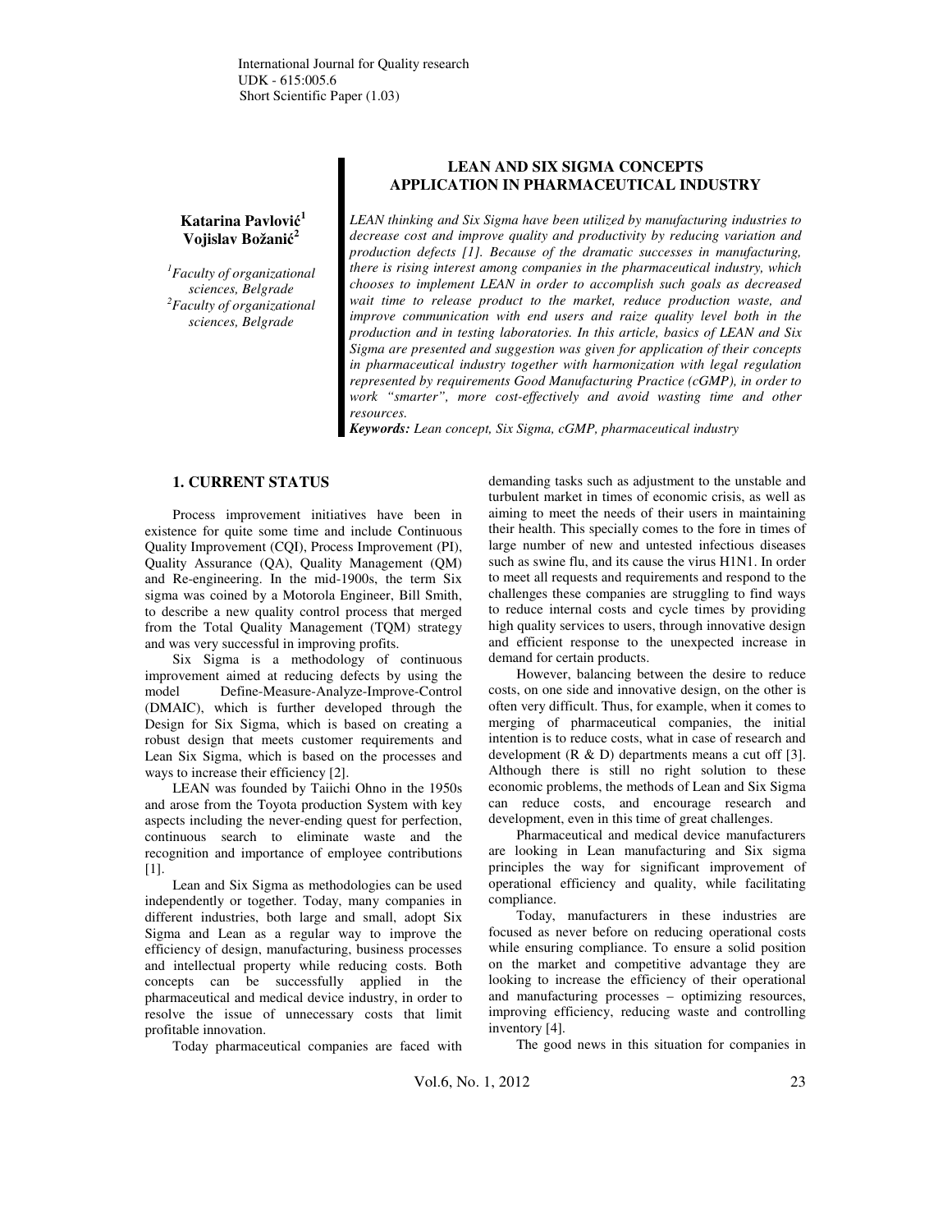International Journal for Quality research
UDK - 615:005.6
Short Scientific Paper (1.03)

# LEAN AND SIX SIGMA CONCEPTS APPLICATION IN PHARMACEUTICAL INDUSTRY

**Katarina Pavlović[1]**
**Vojislav Božanić[2]**

[1]*Faculty of organizational sciences, Belgrade*
[2]*Faculty of organizational sciences, Belgrade*

*LEAN thinking and Six Sigma have been utilized by manufacturing industries to decrease cost and improve quality and productivity by reducing variation and production defects [1]. Because of the dramatic successes in manufacturing, there is rising interest among companies in the pharmaceutical industry, which chooses to implement LEAN in order to accomplish such goals as decreased wait time to release product to the market, reduce production waste, and improve communication with end users and raize quality level both in the production and in testing laboratories. In this article, basics of LEAN and Six Sigma are presented and suggestion was given for application of their concepts in pharmaceutical industry together with harmonization with legal regulation represented by requirements Good Manufacturing Practice (cGMP), in order to work "smarter", more cost-effectively and avoid wasting time and other resources.*

***Keywords:** Lean concept, Six Sigma, cGMP, pharmaceutical industry*

## 1. CURRENT STATUS

Process improvement initiatives have been in existence for quite some time and include Continuous Quality Improvement (CQI), Process Improvement (PI), Quality Assurance (QA), Quality Management (QM) and Re-engineering. In the mid-1900s, the term Six sigma was coined by a Motorola Engineer, Bill Smith, to describe a new quality control process that merged from the Total Quality Management (TQM) strategy and was very successful in improving profits.

Six Sigma is a methodology of continuous improvement aimed at reducing defects by using the model Define-Measure-Analyze-Improve-Control (DMAIC), which is further developed through the Design for Six Sigma, which is based on creating a robust design that meets customer requirements and Lean Six Sigma, which is based on the processes and ways to increase their efficiency [2].

LEAN was founded by Taiichi Ohno in the 1950s and arose from the Toyota production System with key aspects including the never-ending quest for perfection, continuous search to eliminate waste and the recognition and importance of employee contributions [1].

Lean and Six Sigma as methodologies can be used independently or together. Today, many companies in different industries, both large and small, adopt Six Sigma and Lean as a regular way to improve the efficiency of design, manufacturing, business processes and intellectual property while reducing costs. Both concepts can be successfully applied in the pharmaceutical and medical device industry, in order to resolve the issue of unnecessary costs that limit profitable innovation.

Today pharmaceutical companies are faced with demanding tasks such as adjustment to the unstable and turbulent market in times of economic crisis, as well as aiming to meet the needs of their users in maintaining their health. This specially comes to the fore in times of large number of new and untested infectious diseases such as swine flu, and its cause the virus H1N1. In order to meet all requests and requirements and respond to the challenges these companies are struggling to find ways to reduce internal costs and cycle times by providing high quality services to users, through innovative design and efficient response to the unexpected increase in demand for certain products.

However, balancing between the desire to reduce costs, on one side and innovative design, on the other is often very difficult. Thus, for example, when it comes to merging of pharmaceutical companies, the initial intention is to reduce costs, what in case of research and development (R & D) departments means a cut off [3]. Although there is still no right solution to these economic problems, the methods of Lean and Six Sigma can reduce costs, and encourage research and development, even in this time of great challenges.

Pharmaceutical and medical device manufacturers are looking in Lean manufacturing and Six sigma principles the way for significant improvement of operational efficiency and quality, while facilitating compliance.

Today, manufacturers in these industries are focused as never before on reducing operational costs while ensuring compliance. To ensure a solid position on the market and competitive advantage they are looking to increase the efficiency of their operational and manufacturing processes – optimizing resources, improving efficiency, reducing waste and controlling inventory [4].

The good news in this situation for companies in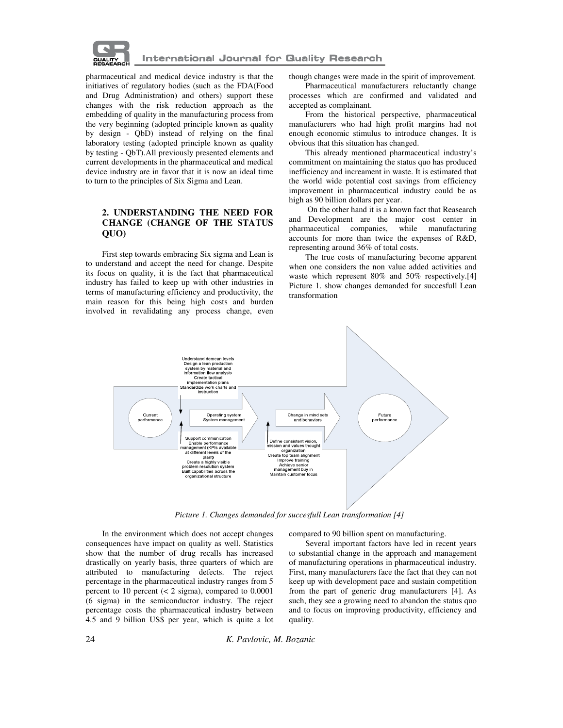pharmaceutical and medical device industry is that the initiatives of regulatory bodies (such as the FDA(Food and Drug Administration) and others) support these changes with the risk reduction approach as the embedding of quality in the manufacturing process from the very beginning (adopted principle known as quality by design - QbD) instead of relying on the final laboratory testing (adopted principle known as quality by testing - QbT).All previously presented elements and current developments in the pharmaceutical and medical device industry are in favor that it is now an ideal time to turn to the principles of Six Sigma and Lean.

## 2. UNDERSTANDING THE NEED FOR CHANGE (CHANGE OF THE STATUS QUO)

First step towards embracing Six sigma and Lean is to understand and accept the need for change. Despite its focus on quality, it is the fact that pharmaceutical industry has failed to keep up with other industries in terms of manufacturing efficiency and productivity, the main reason for this being high costs and burden involved in revalidating any process change, even though changes were made in the spirit of improvement.

Pharmaceutical manufacturers reluctantly change processes which are confirmed and validated and accepted as complainant.

From the historical perspective, pharmaceutical manufacturers who had high profit margins had not enough economic stimulus to introduce changes. It is obvious that this situation has changed.

This already mentioned pharmaceutical industry's commitment on maintaining the status quo has produced inefficiency and increament in waste. It is estimated that the world wide potential cost savings from efficiency improvement in pharmaceutical industry could be as high as 90 billion dollars per year.

On the other hand it is a known fact that Reasearch and Development are the major cost center in pharmaceutical companies, while manufacturing accounts for more than twice the expenses of R&D, representing around 36% of total costs.

The true costs of manufacturing become apparent when one considers the non value added activities and waste which represent 80% and 50% respectively.[4] Picture 1. show changes demanded for succesfull Lean transformation

*Picture 1. Changes demanded for succesfull Lean transformation [4]*

In the environment which does not accept changes consequences have impact on quality as well. Statistics show that the number of drug recalls has increased drastically on yearly basis, three quarters of which are attributed to manufacturing defects. The reject percentage in the pharmaceutical industry ranges from 5 percent to 10 percent (< 2 sigma), compared to 0.0001 (6 sigma) in the semiconductor industry. The reject percentage costs the pharmaceutical industry between 4.5 and 9 billion US$ per year, which is quite a lot compared to 90 billion spent on manufacturing.

Several important factors have led in recent years to substantial change in the approach and management of manufacturing operations in pharmaceutical industry. First, many manufacturers face the fact that they can not keep up with development pace and sustain competition from the part of generic drug manufacturers [4]. As such, they see a growing need to abandon the status quo and to focus on improving productivity, efficiency and quality.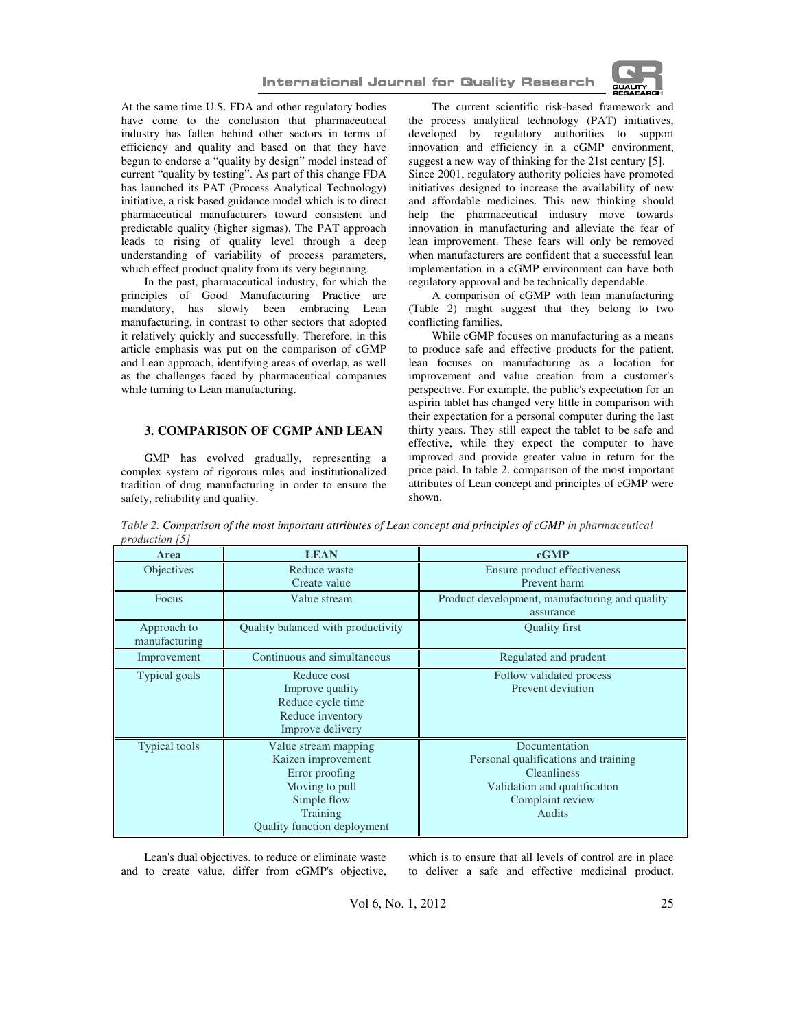At the same time U.S. FDA and other regulatory bodies have come to the conclusion that pharmaceutical industry has fallen behind other sectors in terms of efficiency and quality and based on that they have begun to endorse a "quality by design" model instead of current "quality by testing". As part of this change FDA has launched its PAT (Process Analytical Technology) initiative, a risk based guidance model which is to direct pharmaceutical manufacturers toward consistent and predictable quality (higher sigmas). The PAT approach leads to rising of quality level through a deep understanding of variability of process parameters, which effect product quality from its very beginning.

In the past, pharmaceutical industry, for which the principles of Good Manufacturing Practice are mandatory, has slowly been embracing Lean manufacturing, in contrast to other sectors that adopted it relatively quickly and successfully. Therefore, in this article emphasis was put on the comparison of cGMP and Lean approach, identifying areas of overlap, as well as the challenges faced by pharmaceutical companies while turning to Lean manufacturing.

## 3. COMPARISON OF CGMP AND LEAN

GMP has evolved gradually, representing a complex system of rigorous rules and institutionalized tradition of drug manufacturing in order to ensure the safety, reliability and quality.

The current scientific risk-based framework and the process analytical technology (PAT) initiatives, developed by regulatory authorities to support innovation and efficiency in a cGMP environment, suggest a new way of thinking for the 21st century [5]. Since 2001, regulatory authority policies have promoted initiatives designed to increase the availability of new and affordable medicines. This new thinking should help the pharmaceutical industry move towards innovation in manufacturing and alleviate the fear of lean improvement. These fears will only be removed when manufacturers are confident that a successful lean implementation in a cGMP environment can have both regulatory approval and be technically dependable.

A comparison of cGMP with lean manufacturing (Table 2) might suggest that they belong to two conflicting families.

While cGMP focuses on manufacturing as a means to produce safe and effective products for the patient, lean focuses on manufacturing as a location for improvement and value creation from a customer's perspective. For example, the public's expectation for an aspirin tablet has changed very little in comparison with their expectation for a personal computer during the last thirty years. They still expect the tablet to be safe and effective, while they expect the computer to have improved and provide greater value in return for the price paid. In table 2. comparison of the most important attributes of Lean concept and principles of cGMP were shown.

*Table 2. **Comparison of the most important attributes of Lean concept and principles of cGMP** in pharmaceutical production [5]*

| Area | LEAN | cGMP |
|---|---|---|
| Objectives | Reduce waste<br>Create value | Ensure product effectiveness<br>Prevent harm |
| Focus | Value stream | Product development, manufacturing and quality assurance |
| Approach to manufacturing | Quality balanced with productivity | Quality first |
| Improvement | Continuous and simultaneous | Regulated and prudent |
| Typical goals | Reduce cost<br>Improve quality<br>Reduce cycle time<br>Reduce inventory<br>Improve delivery | Follow validated process<br>Prevent deviation |
| Typical tools | Value stream mapping<br>Kaizen improvement<br>Error proofing<br>Moving to pull<br>Simple flow<br>Training<br>Quality function deployment | Documentation<br>Personal qualifications and training<br>Cleanliness<br>Validation and qualification<br>Complaint review<br>Audits |

Lean's dual objectives, to reduce or eliminate waste and to create value, differ from cGMP's objective, which is to ensure that all levels of control are in place to deliver a safe and effective medicinal product.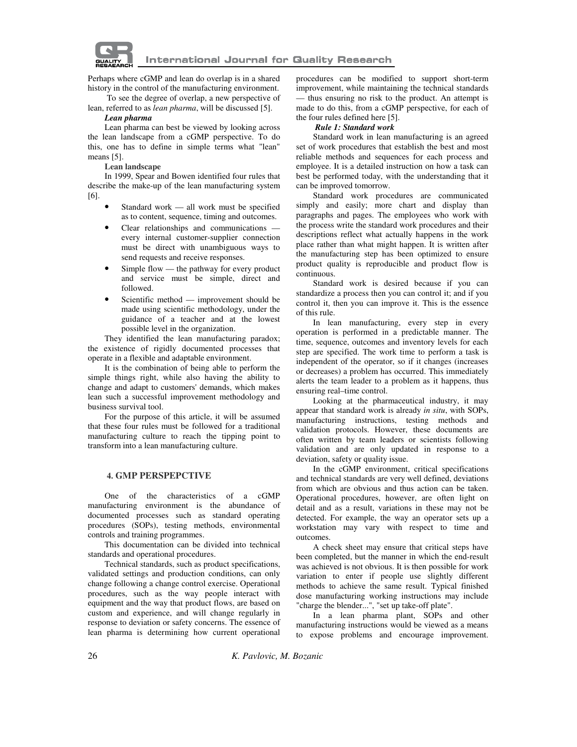Perhaps where cGMP and lean do overlap is in a shared history in the control of the manufacturing environment.

To see the degree of overlap, a new perspective of lean, referred to as *lean pharma*, will be discussed [5].

***Lean pharma***

Lean pharma can best be viewed by looking across the lean landscape from a cGMP perspective. To do this, one has to define in simple terms what "lean" means [5].

**Lean landscape**

In 1999, Spear and Bowen identified four rules that describe the make-up of the lean manufacturing system [6].

- Standard work — all work must be specified as to content, sequence, timing and outcomes.
- Clear relationships and communications — every internal customer-supplier connection must be direct with unambiguous ways to send requests and receive responses.
- Simple flow — the pathway for every product and service must be simple, direct and followed.
- Scientific method — improvement should be made using scientific methodology, under the guidance of a teacher and at the lowest possible level in the organization.

They identified the lean manufacturing paradox; the existence of rigidly documented processes that operate in a flexible and adaptable environment.

It is the combination of being able to perform the simple things right, while also having the ability to change and adapt to customers' demands, which makes lean such a successful improvement methodology and business survival tool.

For the purpose of this article, it will be assumed that these four rules must be followed for a traditional manufacturing culture to reach the tipping point to transform into a lean manufacturing culture.

## 4. GMP PERSPEPCTIVE

One of the characteristics of a cGMP manufacturing environment is the abundance of documented processes such as standard operating procedures (SOPs), testing methods, environmental controls and training programmes.

This documentation can be divided into technical standards and operational procedures.

Technical standards, such as product specifications, validated settings and production conditions, can only change following a change control exercise. Operational procedures, such as the way people interact with equipment and the way that product flows, are based on custom and experience, and will change regularly in response to deviation or safety concerns. The essence of lean pharma is determining how current operational procedures can be modified to support short-term improvement, while maintaining the technical standards — thus ensuring no risk to the product. An attempt is made to do this, from a cGMP perspective, for each of the four rules defined here [5].

***Rule 1: Standard work***

Standard work in lean manufacturing is an agreed set of work procedures that establish the best and most reliable methods and sequences for each process and employee. It is a detailed instruction on how a task can best be performed today, with the understanding that it can be improved tomorrow.

Standard work procedures are communicated simply and easily; more chart and display than paragraphs and pages. The employees who work with the process write the standard work procedures and their descriptions reflect what actually happens in the work place rather than what might happen. It is written after the manufacturing step has been optimized to ensure product quality is reproducible and product flow is continuous.

Standard work is desired because if you can standardize a process then you can control it; and if you control it, then you can improve it. This is the essence of this rule.

In lean manufacturing, every step in every operation is performed in a predictable manner. The time, sequence, outcomes and inventory levels for each step are specified. The work time to perform a task is independent of the operator, so if it changes (increases or decreases) a problem has occurred. This immediately alerts the team leader to a problem as it happens, thus ensuring real–time control.

Looking at the pharmaceutical industry, it may appear that standard work is already *in situ*, with SOPs, manufacturing instructions, testing methods and validation protocols. However, these documents are often written by team leaders or scientists following validation and are only updated in response to a deviation, safety or quality issue.

In the cGMP environment, critical specifications and technical standards are very well defined, deviations from which are obvious and thus action can be taken. Operational procedures, however, are often light on detail and as a result, variations in these may not be detected. For example, the way an operator sets up a workstation may vary with respect to time and outcomes.

A check sheet may ensure that critical steps have been completed, but the manner in which the end-result was achieved is not obvious. It is then possible for work variation to enter if people use slightly different methods to achieve the same result. Typical finished dose manufacturing working instructions may include "charge the blender...", "set up take-off plate".

In a lean pharma plant, SOPs and other manufacturing instructions would be viewed as a means to expose problems and encourage improvement.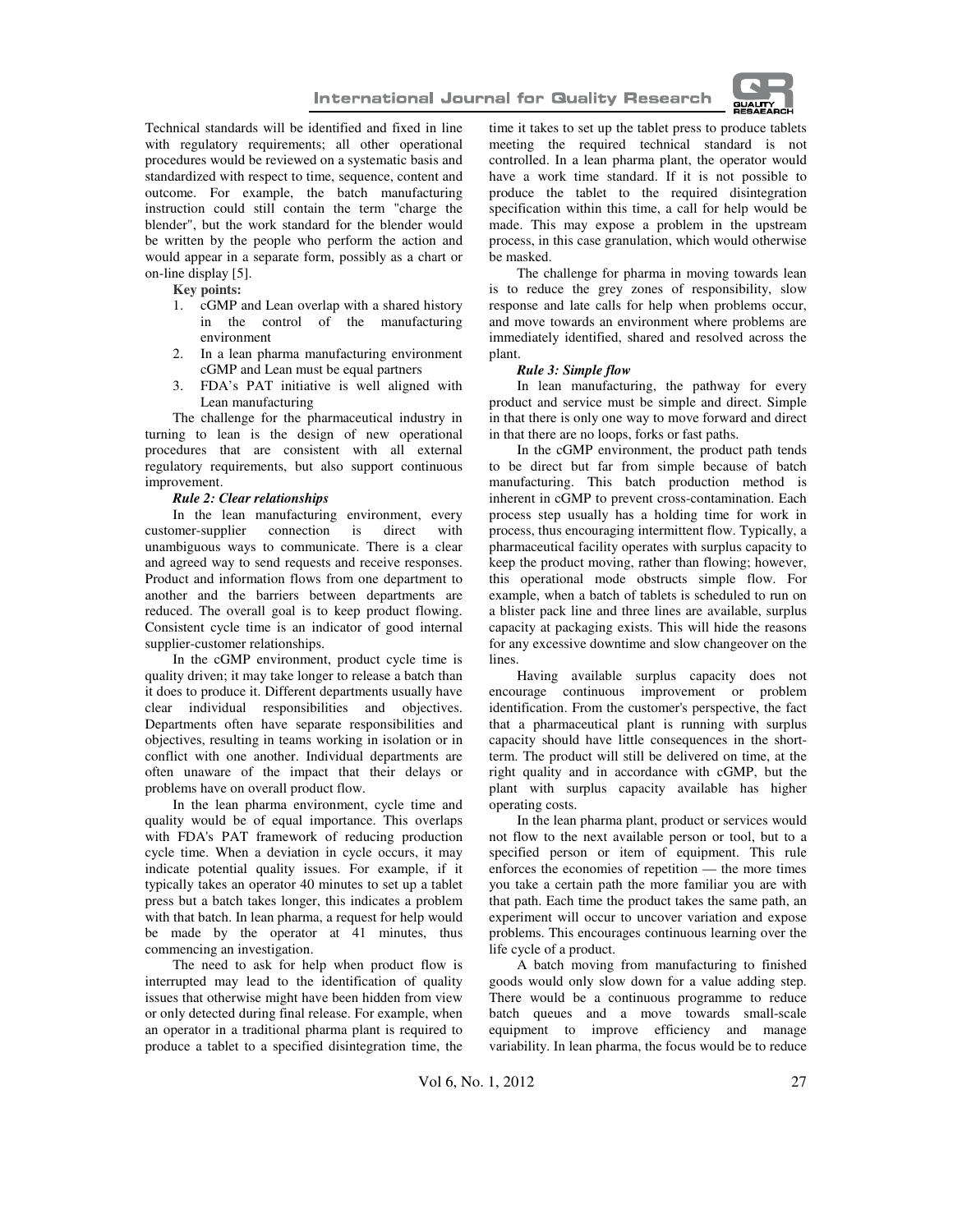Technical standards will be identified and fixed in line with regulatory requirements; all other operational procedures would be reviewed on a systematic basis and standardized with respect to time, sequence, content and outcome. For example, the batch manufacturing instruction could still contain the term "charge the blender", but the work standard for the blender would be written by the people who perform the action and would appear in a separate form, possibly as a chart or on-line display [5].

**Key points:**

1. cGMP and Lean overlap with a shared history in the control of the manufacturing environment
2. In a lean pharma manufacturing environment cGMP and Lean must be equal partners
3. FDA's PAT initiative is well aligned with Lean manufacturing

The challenge for the pharmaceutical industry in turning to lean is the design of new operational procedures that are consistent with all external regulatory requirements, but also support continuous improvement.

***Rule 2: Clear relationships***

In the lean manufacturing environment, every customer-supplier connection is direct with unambiguous ways to communicate. There is a clear and agreed way to send requests and receive responses. Product and information flows from one department to another and the barriers between departments are reduced. The overall goal is to keep product flowing. Consistent cycle time is an indicator of good internal supplier-customer relationships.

In the cGMP environment, product cycle time is quality driven; it may take longer to release a batch than it does to produce it. Different departments usually have clear individual responsibilities and objectives. Departments often have separate responsibilities and objectives, resulting in teams working in isolation or in conflict with one another. Individual departments are often unaware of the impact that their delays or problems have on overall product flow.

In the lean pharma environment, cycle time and quality would be of equal importance. This overlaps with FDA's PAT framework of reducing production cycle time. When a deviation in cycle occurs, it may indicate potential quality issues. For example, if it typically takes an operator 40 minutes to set up a tablet press but a batch takes longer, this indicates a problem with that batch. In lean pharma, a request for help would be made by the operator at 41 minutes, thus commencing an investigation.

The need to ask for help when product flow is interrupted may lead to the identification of quality issues that otherwise might have been hidden from view or only detected during final release. For example, when an operator in a traditional pharma plant is required to produce a tablet to a specified disintegration time, the time it takes to set up the tablet press to produce tablets meeting the required technical standard is not controlled. In a lean pharma plant, the operator would have a work time standard. If it is not possible to produce the tablet to the required disintegration specification within this time, a call for help would be made. This may expose a problem in the upstream process, in this case granulation, which would otherwise be masked.

The challenge for pharma in moving towards lean is to reduce the grey zones of responsibility, slow response and late calls for help when problems occur, and move towards an environment where problems are immediately identified, shared and resolved across the plant.

***Rule 3: Simple flow***

In lean manufacturing, the pathway for every product and service must be simple and direct. Simple in that there is only one way to move forward and direct in that there are no loops, forks or fast paths.

In the cGMP environment, the product path tends to be direct but far from simple because of batch manufacturing. This batch production method is inherent in cGMP to prevent cross-contamination. Each process step usually has a holding time for work in process, thus encouraging intermittent flow. Typically, a pharmaceutical facility operates with surplus capacity to keep the product moving, rather than flowing; however, this operational mode obstructs simple flow. For example, when a batch of tablets is scheduled to run on a blister pack line and three lines are available, surplus capacity at packaging exists. This will hide the reasons for any excessive downtime and slow changeover on the lines.

Having available surplus capacity does not encourage continuous improvement or problem identification. From the customer's perspective, the fact that a pharmaceutical plant is running with surplus capacity should have little consequences in the short-term. The product will still be delivered on time, at the right quality and in accordance with cGMP, but the plant with surplus capacity available has higher operating costs.

In the lean pharma plant, product or services would not flow to the next available person or tool, but to a specified person or item of equipment. This rule enforces the economies of repetition — the more times you take a certain path the more familiar you are with that path. Each time the product takes the same path, an experiment will occur to uncover variation and expose problems. This encourages continuous learning over the life cycle of a product.

A batch moving from manufacturing to finished goods would only slow down for a value adding step. There would be a continuous programme to reduce batch queues and a move towards small-scale equipment to improve efficiency and manage variability. In lean pharma, the focus would be to reduce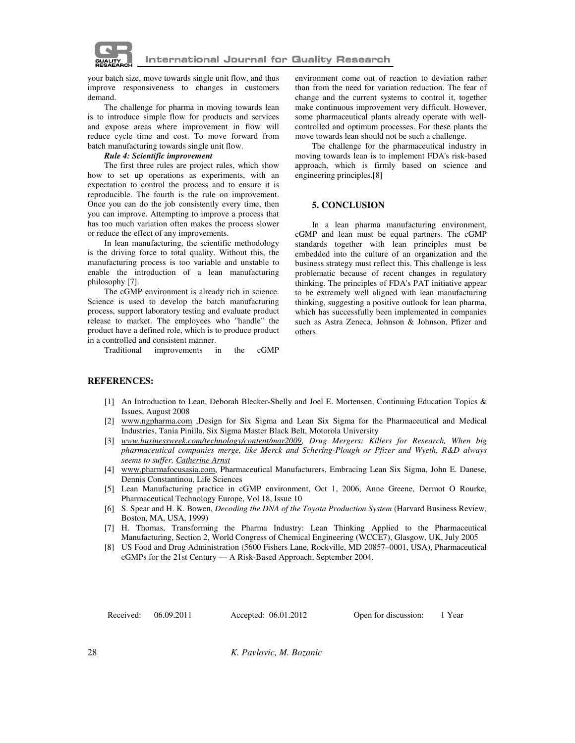your batch size, move towards single unit flow, and thus improve responsiveness to changes in customers demand.

The challenge for pharma in moving towards lean is to introduce simple flow for products and services and expose areas where improvement in flow will reduce cycle time and cost. To move forward from batch manufacturing towards single unit flow.

***Rule 4: Scientific improvement***

The first three rules are project rules, which show how to set up operations as experiments, with an expectation to control the process and to ensure it is reproducible. The fourth is the rule on improvement. Once you can do the job consistently every time, then you can improve. Attempting to improve a process that has too much variation often makes the process slower or reduce the effect of any improvements.

In lean manufacturing, the scientific methodology is the driving force to total quality. Without this, the manufacturing process is too variable and unstable to enable the introduction of a lean manufacturing philosophy [7].

The cGMP environment is already rich in science. Science is used to develop the batch manufacturing process, support laboratory testing and evaluate product release to market. The employees who "handle" the product have a defined role, which is to produce product in a controlled and consistent manner.

Traditional improvements in the cGMP environment come out of reaction to deviation rather than from the need for variation reduction. The fear of change and the current systems to control it, together make continuous improvement very difficult. However, some pharmaceutical plants already operate with well-controlled and optimum processes. For these plants the move towards lean should not be such a challenge.

The challenge for the pharmaceutical industry in moving towards lean is to implement FDA's risk-based approach, which is firmly based on science and engineering principles.[8]

## 5. CONCLUSION

In a lean pharma manufacturing environment, cGMP and lean must be equal partners. The cGMP standards together with lean principles must be embedded into the culture of an organization and the business strategy must reflect this. This challenge is less problematic because of recent changes in regulatory thinking. The principles of FDA's PAT initiative appear to be extremely well aligned with lean manufacturing thinking, suggesting a positive outlook for lean pharma, which has successfully been implemented in companies such as Astra Zeneca, Johnson & Johnson, Pfizer and others.

## REFERENCES:

[1] An Introduction to Lean, Deborah Blecker-Shelly and Joel E. Mortensen, Continuing Education Topics & Issues, August 2008

[2] www.ngpharma.com ,Design for Six Sigma and Lean Six Sigma for the Pharmaceutical and Medical Industries, Tania Pinilla, Six Sigma Master Black Belt, Motorola University

[3] *www.businessweek.com/technology/content/mar2009, Drug Mergers: Killers for Research, When big pharmaceutical companies merge, like Merck and Schering-Plough or Pfizer and Wyeth, R&D always seems to suffer, Catherine Arnst*

[4] www.pharmafocusasia.com, Pharmaceutical Manufacturers, Embracing Lean Six Sigma, John E. Danese, Dennis Constantinou, Life Sciences

[5] Lean Manufacturing practice in cGMP environment, Oct 1, 2006, Anne Greene, Dermot O Rourke, Pharmaceutical Technology Europe, Vol 18, Issue 10

[6] S. Spear and H. K. Bowen, *Decoding the DNA of the Toyota Production System* (Harvard Business Review, Boston, MA, USA, 1999)

[7] H. Thomas, Transforming the Pharma Industry: Lean Thinking Applied to the Pharmaceutical Manufacturing, Section 2, World Congress of Chemical Engineering (WCCE7), Glasgow, UK, July 2005

[8] US Food and Drug Administration (5600 Fishers Lane, Rockville, MD 20857–0001, USA), Pharmaceutical cGMPs for the 21st Century — A Risk-Based Approach, September 2004.

Received: 06.09.2011 Accepted: 06.01.2012 Open for discussion: 1 Year